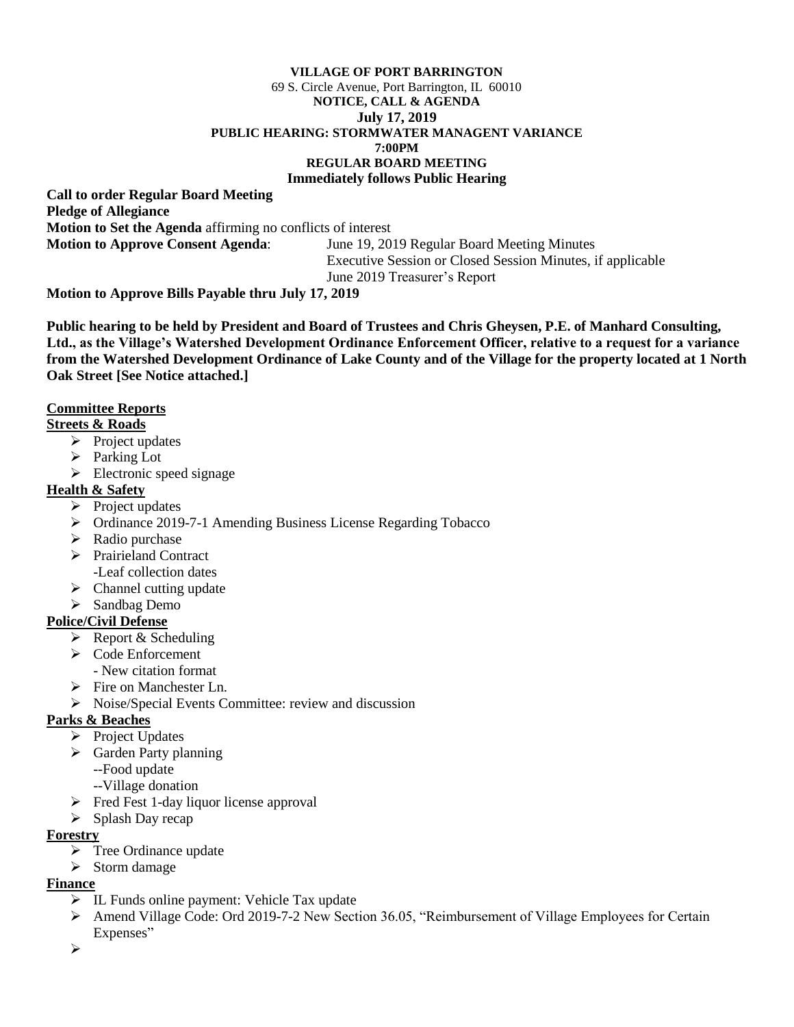**VILLAGE OF PORT BARRINGTON**
69 S. Circle Avenue, Port Barrington, IL 60010
**NOTICE, CALL & AGENDA**
**July 17, 2019**
**PUBLIC HEARING: STORMWATER MANAGENT VARIANCE**
**7:00PM**
**REGULAR BOARD MEETING**
**Immediately follows Public Hearing**

**Call to order Regular Board Meeting**
**Pledge of Allegiance**
**Motion to Set the Agenda** affirming no conflicts of interest
**Motion to Approve Consent Agenda**: June 19, 2019 Regular Board Meeting Minutes
Executive Session or Closed Session Minutes, if applicable
June 2019 Treasurer's Report
**Motion to Approve Bills Payable thru July 17, 2019**

**Public hearing to be held by President and Board of Trustees and Chris Gheysen, P.E. of Manhard Consulting, Ltd., as the Village's Watershed Development Ordinance Enforcement Officer, relative to a request for a variance from the Watershed Development Ordinance of Lake County and of the Village for the property located at 1 North Oak Street [See Notice attached.]**

**Committee Reports**

**Streets & Roads**
- Project updates
- Parking Lot
- Electronic speed signage

**Health & Safety**
- Project updates
- Ordinance 2019-7-1 Amending Business License Regarding Tobacco
- Radio purchase
- Prairieland Contract
  -Leaf collection dates
- Channel cutting update
- Sandbag Demo

**Police/Civil Defense**
- Report & Scheduling
- Code Enforcement
  - New citation format
- Fire on Manchester Ln.
- Noise/Special Events Committee: review and discussion

**Parks & Beaches**
- Project Updates
- Garden Party planning
  --Food update
  --Village donation
- Fred Fest 1-day liquor license approval
- Splash Day recap

**Forestry**
- Tree Ordinance update
- Storm damage

**Finance**
- IL Funds online payment: Vehicle Tax update
- Amend Village Code: Ord 2019-7-2 New Section 36.05, "Reimbursement of Village Employees for Certain Expenses"
-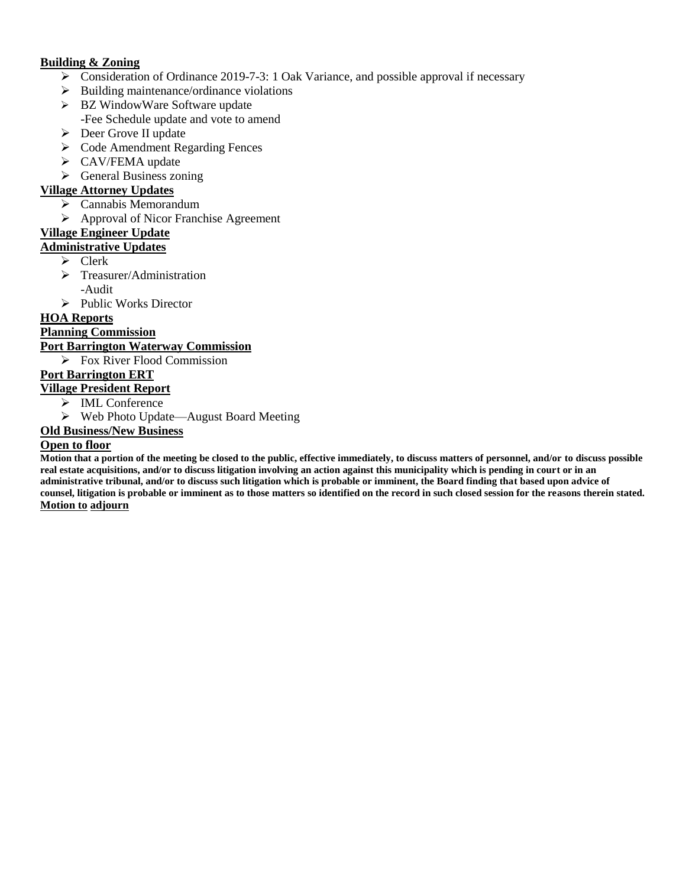**Building & Zoning**

- Consideration of Ordinance 2019-7-3: 1 Oak Variance, and possible approval if necessary
- Building maintenance/ordinance violations
- BZ WindowWare Software update
  -Fee Schedule update and vote to amend
- Deer Grove II update
- Code Amendment Regarding Fences
- CAV/FEMA update
- General Business zoning

**Village Attorney Updates**

- Cannabis Memorandum
- Approval of Nicor Franchise Agreement

**Village Engineer Update**

**Administrative Updates**

- Clerk
- Treasurer/Administration
  -Audit
- Public Works Director

**HOA Reports**

**Planning Commission**

**Port Barrington Waterway Commission**

- Fox River Flood Commission

**Port Barrington ERT**

**Village President Report**

- IML Conference
- Web Photo Update—August Board Meeting

**Old Business/New Business**

**Open to floor**

**Motion that a portion of the meeting be closed to the public, effective immediately, to discuss matters of personnel, and/or to discuss possible real estate acquisitions, and/or to discuss litigation involving an action against this municipality which is pending in court or in an administrative tribunal, and/or to discuss such litigation which is probable or imminent, the Board finding that based upon advice of counsel, litigation is probable or imminent as to those matters so identified on the record in such closed session for the reasons therein stated.**

**Motion to adjourn**